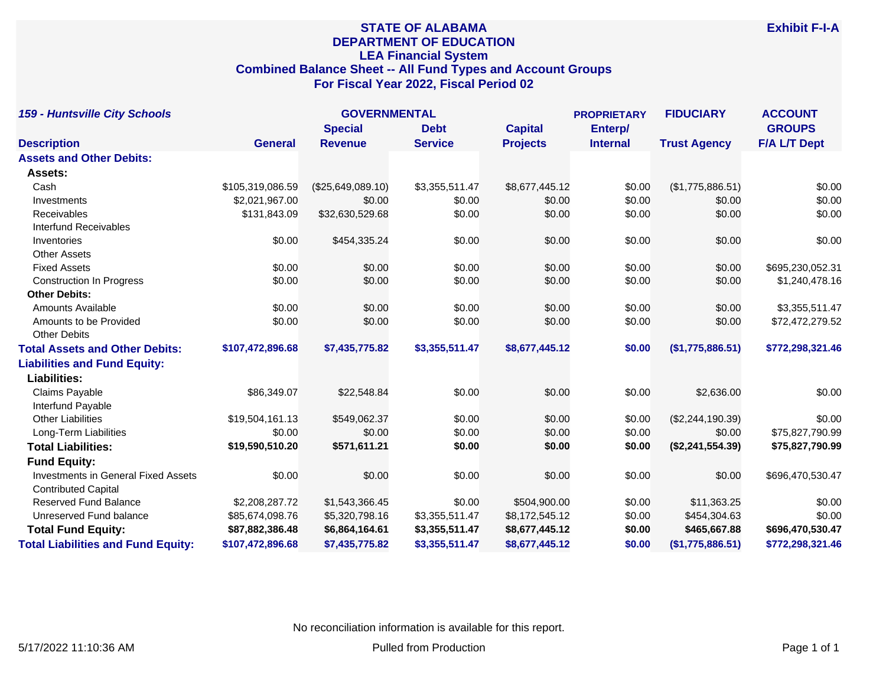# STATE OF ALABAMA
## DEPARTMENT OF EDUCATION
## LEA Financial System
## Combined Balance Sheet -- All Fund Types and Account Groups
## For Fiscal Year 2022, Fiscal Period 02

**Exhibit F-I-A**

| *159 - Huntsville City Schools* | GOVERNMENTAL | | | | PROPRIETARY | FIDUCIARY | ACCOUNT GROUPS |
|---|---|---|---|---|---|---|---|
| **Description** | **General** | **Special Revenue** | **Debt Service** | **Capital Projects** | **Enterp/ Internal** | **Trust Agency** | **F/A L/T Dept** |
| **Assets and Other Debits:** | | | | | | | |
| **Assets:** | | | | | | | |
| Cash | $105,319,086.59 | ($25,649,089.10) | $3,355,511.47 | $8,677,445.12 | $0.00 | ($1,775,886.51) | $0.00 |
| Investments | $2,021,967.00 | $0.00 | $0.00 | $0.00 | $0.00 | $0.00 | $0.00 |
| Receivables | $131,843.09 | $32,630,529.68 | $0.00 | $0.00 | $0.00 | $0.00 | $0.00 |
| Interfund Receivables | | | | | | | |
| Inventories | $0.00 | $454,335.24 | $0.00 | $0.00 | $0.00 | $0.00 | $0.00 |
| Other Assets | | | | | | | |
| Fixed Assets | $0.00 | $0.00 | $0.00 | $0.00 | $0.00 | $0.00 | $695,230,052.31 |
| Construction In Progress | $0.00 | $0.00 | $0.00 | $0.00 | $0.00 | $0.00 | $1,240,478.16 |
| **Other Debits:** | | | | | | | |
| Amounts Available | $0.00 | $0.00 | $0.00 | $0.00 | $0.00 | $0.00 | $3,355,511.47 |
| Amounts to be Provided | $0.00 | $0.00 | $0.00 | $0.00 | $0.00 | $0.00 | $72,472,279.52 |
| Other Debits | | | | | | | |
| **Total Assets and Other Debits:** | **$107,472,896.68** | **$7,435,775.82** | **$3,355,511.47** | **$8,677,445.12** | **$0.00** | **($1,775,886.51)** | **$772,298,321.46** |
| **Liabilities and Fund Equity:** | | | | | | | |
| **Liabilities:** | | | | | | | |
| Claims Payable | $86,349.07 | $22,548.84 | $0.00 | $0.00 | $0.00 | $2,636.00 | $0.00 |
| Interfund Payable | | | | | | | |
| Other Liabilities | $19,504,161.13 | $549,062.37 | $0.00 | $0.00 | $0.00 | ($2,244,190.39) | $0.00 |
| Long-Term Liabilities | $0.00 | $0.00 | $0.00 | $0.00 | $0.00 | $0.00 | $75,827,790.99 |
| **Total Liabilities:** | **$19,590,510.20** | **$571,611.21** | **$0.00** | **$0.00** | **$0.00** | **($2,241,554.39)** | **$75,827,790.99** |
| **Fund Equity:** | | | | | | | |
| Investments in General Fixed Assets | $0.00 | $0.00 | $0.00 | $0.00 | $0.00 | $0.00 | $696,470,530.47 |
| Contributed Capital | | | | | | | |
| Reserved Fund Balance | $2,208,287.72 | $1,543,366.45 | $0.00 | $504,900.00 | $0.00 | $11,363.25 | $0.00 |
| Unreserved Fund balance | $85,674,098.76 | $5,320,798.16 | $3,355,511.47 | $8,172,545.12 | $0.00 | $454,304.63 | $0.00 |
| **Total Fund Equity:** | **$87,882,386.48** | **$6,864,164.61** | **$3,355,511.47** | **$8,677,445.12** | **$0.00** | **$465,667.88** | **$696,470,530.47** |
| **Total Liabilities and Fund Equity:** | **$107,472,896.68** | **$7,435,775.82** | **$3,355,511.47** | **$8,677,445.12** | **$0.00** | **($1,775,886.51)** | **$772,298,321.46** |

No reconciliation information is available for this report.

5/17/2022 11:10:36 AM — Pulled from Production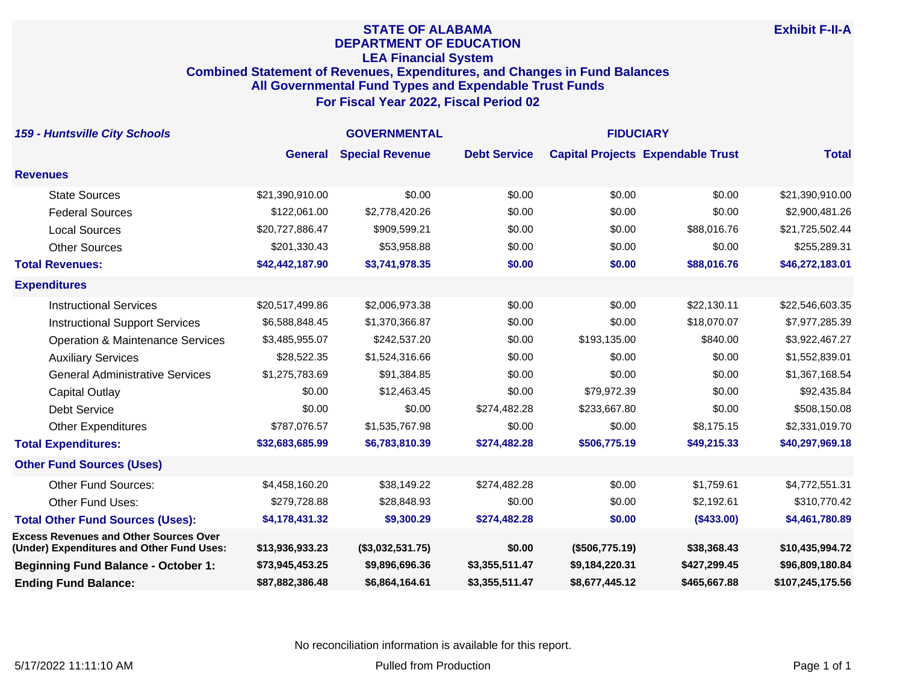# STATE OF ALABAMA
## DEPARTMENT OF EDUCATION
### LEA Financial System
### Combined Statement of Revenues, Expenditures, and Changes in Fund Balances
### All Governmental Fund Types and Expendable Trust Funds
### For Fiscal Year 2022, Fiscal Period 02

**Exhibit F-II-A**

| *159 - Huntsville City Schools* | GOVERNMENTAL | | | | FIDUCIARY | |
|---|---|---|---|---|---|---|
| | General | Special Revenue | Debt Service | Capital Projects | Expendable Trust | Total |
| **Revenues** | | | | | | |
| State Sources | $21,390,910.00 | $0.00 | $0.00 | $0.00 | $0.00 | $21,390,910.00 |
| Federal Sources | $122,061.00 | $2,778,420.26 | $0.00 | $0.00 | $0.00 | $2,900,481.26 |
| Local Sources | $20,727,886.47 | $909,599.21 | $0.00 | $0.00 | $88,016.76 | $21,725,502.44 |
| Other Sources | $201,330.43 | $53,958.88 | $0.00 | $0.00 | $0.00 | $255,289.31 |
| **Total Revenues:** | **$42,442,187.90** | **$3,741,978.35** | **$0.00** | **$0.00** | **$88,016.76** | **$46,272,183.01** |
| **Expenditures** | | | | | | |
| Instructional Services | $20,517,499.86 | $2,006,973.38 | $0.00 | $0.00 | $22,130.11 | $22,546,603.35 |
| Instructional Support Services | $6,588,848.45 | $1,370,366.87 | $0.00 | $0.00 | $18,070.07 | $7,977,285.39 |
| Operation & Maintenance Services | $3,485,955.07 | $242,537.20 | $0.00 | $193,135.00 | $840.00 | $3,922,467.27 |
| Auxiliary Services | $28,522.35 | $1,524,316.66 | $0.00 | $0.00 | $0.00 | $1,552,839.01 |
| General Administrative Services | $1,275,783.69 | $91,384.85 | $0.00 | $0.00 | $0.00 | $1,367,168.54 |
| Capital Outlay | $0.00 | $12,463.45 | $0.00 | $79,972.39 | $0.00 | $92,435.84 |
| Debt Service | $0.00 | $0.00 | $274,482.28 | $233,667.80 | $0.00 | $508,150.08 |
| Other Expenditures | $787,076.57 | $1,535,767.98 | $0.00 | $0.00 | $8,175.15 | $2,331,019.70 |
| **Total Expenditures:** | **$32,683,685.99** | **$6,783,810.39** | **$274,482.28** | **$506,775.19** | **$49,215.33** | **$40,297,969.18** |
| **Other Fund Sources (Uses)** | | | | | | |
| Other Fund Sources: | $4,458,160.20 | $38,149.22 | $274,482.28 | $0.00 | $1,759.61 | $4,772,551.31 |
| Other Fund Uses: | $279,728.88 | $28,848.93 | $0.00 | $0.00 | $2,192.61 | $310,770.42 |
| **Total Other Fund Sources (Uses):** | **$4,178,431.32** | **$9,300.29** | **$274,482.28** | **$0.00** | **($433.00)** | **$4,461,780.89** |
| **Excess Revenues and Other Sources Over (Under) Expenditures and Other Fund Uses:** | **$13,936,933.23** | **($3,032,531.75)** | **$0.00** | **($506,775.19)** | **$38,368.43** | **$10,435,994.72** |
| **Beginning Fund Balance - October 1:** | **$73,945,453.25** | **$9,896,696.36** | **$3,355,511.47** | **$9,184,220.31** | **$427,299.45** | **$96,809,180.84** |
| **Ending Fund Balance:** | **$87,882,386.48** | **$6,864,164.61** | **$3,355,511.47** | **$8,677,445.12** | **$465,667.88** | **$107,245,175.56** |

No reconciliation information is available for this report.

5/17/2022 11:11:10 AM — Pulled from Production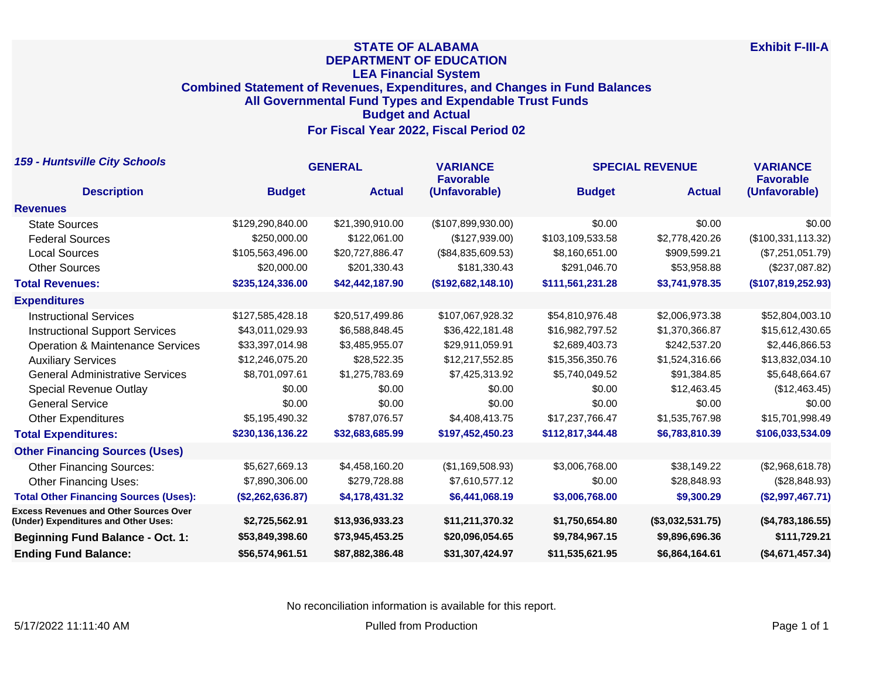# STATE OF ALABAMA
## DEPARTMENT OF EDUCATION
### LEA Financial System
### Combined Statement of Revenues, Expenditures, and Changes in Fund Balances
### All Governmental Fund Types and Expendable Trust Funds
### Budget and Actual
### For Fiscal Year 2022, Fiscal Period 02

**Exhibit F-III-A**

***159 - Huntsville City Schools***

| Description | GENERAL | | VARIANCE Favorable (Unfavorable) | SPECIAL REVENUE | | VARIANCE Favorable (Unfavorable) |
|---|---|---|---|---|---|---|
| | Budget | Actual | | Budget | Actual | |
| **Revenues** | | | | | | |
| State Sources | $129,290,840.00 | $21,390,910.00 | ($107,899,930.00) | $0.00 | $0.00 | $0.00 |
| Federal Sources | $250,000.00 | $122,061.00 | ($127,939.00) | $103,109,533.58 | $2,778,420.26 | ($100,331,113.32) |
| Local Sources | $105,563,496.00 | $20,727,886.47 | ($84,835,609.53) | $8,160,651.00 | $909,599.21 | ($7,251,051.79) |
| Other Sources | $20,000.00 | $201,330.43 | $181,330.43 | $291,046.70 | $53,958.88 | ($237,087.82) |
| **Total Revenues:** | **$235,124,336.00** | **$42,442,187.90** | **($192,682,148.10)** | **$111,561,231.28** | **$3,741,978.35** | **($107,819,252.93)** |
| **Expenditures** | | | | | | |
| Instructional Services | $127,585,428.18 | $20,517,499.86 | $107,067,928.32 | $54,810,976.48 | $2,006,973.38 | $52,804,003.10 |
| Instructional Support Services | $43,011,029.93 | $6,588,848.45 | $36,422,181.48 | $16,982,797.52 | $1,370,366.87 | $15,612,430.65 |
| Operation & Maintenance Services | $33,397,014.98 | $3,485,955.07 | $29,911,059.91 | $2,689,403.73 | $242,537.20 | $2,446,866.53 |
| Auxiliary Services | $12,246,075.20 | $28,522.35 | $12,217,552.85 | $15,356,350.76 | $1,524,316.66 | $13,832,034.10 |
| General Administrative Services | $8,701,097.61 | $1,275,783.69 | $7,425,313.92 | $5,740,049.52 | $91,384.85 | $5,648,664.67 |
| Special Revenue Outlay | $0.00 | $0.00 | $0.00 | $0.00 | $12,463.45 | ($12,463.45) |
| General Service | $0.00 | $0.00 | $0.00 | $0.00 | $0.00 | $0.00 |
| Other Expenditures | $5,195,490.32 | $787,076.57 | $4,408,413.75 | $17,237,766.47 | $1,535,767.98 | $15,701,998.49 |
| **Total Expenditures:** | **$230,136,136.22** | **$32,683,685.99** | **$197,452,450.23** | **$112,817,344.48** | **$6,783,810.39** | **$106,033,534.09** |
| **Other Financing Sources (Uses)** | | | | | | |
| Other Financing Sources: | $5,627,669.13 | $4,458,160.20 | ($1,169,508.93) | $3,006,768.00 | $38,149.22 | ($2,968,618.78) |
| Other Financing Uses: | $7,890,306.00 | $279,728.88 | $7,610,577.12 | $0.00 | $28,848.93 | ($28,848.93) |
| **Total Other Financing Sources (Uses):** | **($2,262,636.87)** | **$4,178,431.32** | **$6,441,068.19** | **$3,006,768.00** | **$9,300.29** | **($2,997,467.71)** |
| **Excess Revenues and Other Sources Over (Under) Expenditures and Other Uses:** | **$2,725,562.91** | **$13,936,933.23** | **$11,211,370.32** | **$1,750,654.80** | **($3,032,531.75)** | **($4,783,186.55)** |
| **Beginning Fund Balance - Oct. 1:** | **$53,849,398.60** | **$73,945,453.25** | **$20,096,054.65** | **$9,784,967.15** | **$9,896,696.36** | **$111,729.21** |
| **Ending Fund Balance:** | **$56,574,961.51** | **$87,882,386.48** | **$31,307,424.97** | **$11,535,621.95** | **$6,864,164.61** | **($4,671,457.34)** |

No reconciliation information is available for this report.

5/17/2022 11:11:40 AM　　Pulled from Production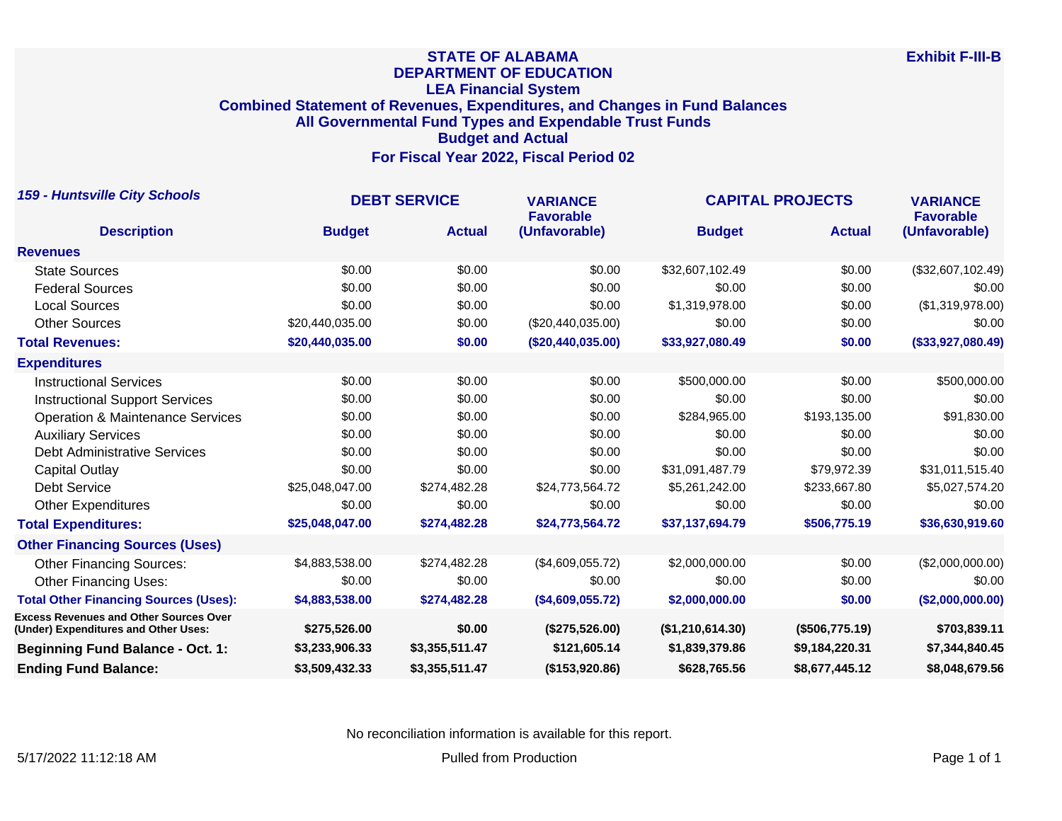# STATE OF ALABAMA
## DEPARTMENT OF EDUCATION
## LEA Financial System
## Combined Statement of Revenues, Expenditures, and Changes in Fund Balances
## All Governmental Fund Types and Expendable Trust Funds
## Budget and Actual
## For Fiscal Year 2022, Fiscal Period 02

**Exhibit F-III-B**

***159 - Huntsville City Schools***

| Description | DEBT SERVICE Budget | DEBT SERVICE Actual | VARIANCE Favorable (Unfavorable) | CAPITAL PROJECTS Budget | CAPITAL PROJECTS Actual | VARIANCE Favorable (Unfavorable) |
|---|---|---|---|---|---|---|
| **Revenues** | | | | | | |
| State Sources | $0.00 | $0.00 | $0.00 | $32,607,102.49 | $0.00 | ($32,607,102.49) |
| Federal Sources | $0.00 | $0.00 | $0.00 | $0.00 | $0.00 | $0.00 |
| Local Sources | $0.00 | $0.00 | $0.00 | $1,319,978.00 | $0.00 | ($1,319,978.00) |
| Other Sources | $20,440,035.00 | $0.00 | ($20,440,035.00) | $0.00 | $0.00 | $0.00 |
| **Total Revenues:** | **$20,440,035.00** | **$0.00** | **($20,440,035.00)** | **$33,927,080.49** | **$0.00** | **($33,927,080.49)** |
| **Expenditures** | | | | | | |
| Instructional Services | $0.00 | $0.00 | $0.00 | $500,000.00 | $0.00 | $500,000.00 |
| Instructional Support Services | $0.00 | $0.00 | $0.00 | $0.00 | $0.00 | $0.00 |
| Operation & Maintenance Services | $0.00 | $0.00 | $0.00 | $284,965.00 | $193,135.00 | $91,830.00 |
| Auxiliary Services | $0.00 | $0.00 | $0.00 | $0.00 | $0.00 | $0.00 |
| Debt Administrative Services | $0.00 | $0.00 | $0.00 | $0.00 | $0.00 | $0.00 |
| Capital Outlay | $0.00 | $0.00 | $0.00 | $31,091,487.79 | $79,972.39 | $31,011,515.40 |
| Debt Service | $25,048,047.00 | $274,482.28 | $24,773,564.72 | $5,261,242.00 | $233,667.80 | $5,027,574.20 |
| Other Expenditures | $0.00 | $0.00 | $0.00 | $0.00 | $0.00 | $0.00 |
| **Total Expenditures:** | **$25,048,047.00** | **$274,482.28** | **$24,773,564.72** | **$37,137,694.79** | **$506,775.19** | **$36,630,919.60** |
| **Other Financing Sources (Uses)** | | | | | | |
| Other Financing Sources: | $4,883,538.00 | $274,482.28 | ($4,609,055.72) | $2,000,000.00 | $0.00 | ($2,000,000.00) |
| Other Financing Uses: | $0.00 | $0.00 | $0.00 | $0.00 | $0.00 | $0.00 |
| **Total Other Financing Sources (Uses):** | **$4,883,538.00** | **$274,482.28** | **($4,609,055.72)** | **$2,000,000.00** | **$0.00** | **($2,000,000.00)** |
| **Excess Revenues and Other Sources Over (Under) Expenditures and Other Uses:** | **$275,526.00** | **$0.00** | **($275,526.00)** | **($1,210,614.30)** | **($506,775.19)** | **$703,839.11** |
| **Beginning Fund Balance - Oct. 1:** | **$3,233,906.33** | **$3,355,511.47** | **$121,605.14** | **$1,839,379.86** | **$9,184,220.31** | **$7,344,840.45** |
| **Ending Fund Balance:** | **$3,509,432.33** | **$3,355,511.47** | **($153,920.86)** | **$628,765.56** | **$8,677,445.12** | **$8,048,679.56** |

No reconciliation information is available for this report.

5/17/2022 11:12:18 AM Pulled from Production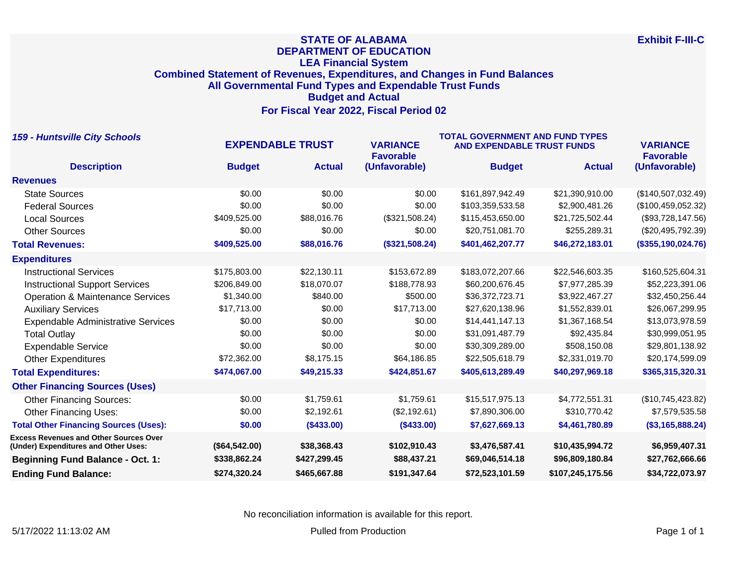# STATE OF ALABAMA
## DEPARTMENT OF EDUCATION
### LEA Financial System
### Combined Statement of Revenues, Expenditures, and Changes in Fund Balances
### All Governmental Fund Types and Expendable Trust Funds
### Budget and Actual
### For Fiscal Year 2022, Fiscal Period 02

**Exhibit F-III-C**

***159 - Huntsville City Schools***

| Description | EXPENDABLE TRUST | | VARIANCE | TOTAL GOVERNMENT AND FUND TYPES AND EXPENDABLE TRUST FUNDS | | VARIANCE |
|---|---|---|---|---|---|---|
| | Budget | Actual | Favorable (Unfavorable) | Budget | Actual | Favorable (Unfavorable) |
| **Revenues** | | | | | | |
| State Sources | $0.00 | $0.00 | $0.00 | $161,897,942.49 | $21,390,910.00 | ($140,507,032.49) |
| Federal Sources | $0.00 | $0.00 | $0.00 | $103,359,533.58 | $2,900,481.26 | ($100,459,052.32) |
| Local Sources | $409,525.00 | $88,016.76 | ($321,508.24) | $115,453,650.00 | $21,725,502.44 | ($93,728,147.56) |
| Other Sources | $0.00 | $0.00 | $0.00 | $20,751,081.70 | $255,289.31 | ($20,495,792.39) |
| **Total Revenues:** | **$409,525.00** | **$88,016.76** | **($321,508.24)** | **$401,462,207.77** | **$46,272,183.01** | **($355,190,024.76)** |
| **Expenditures** | | | | | | |
| Instructional Services | $175,803.00 | $22,130.11 | $153,672.89 | $183,072,207.66 | $22,546,603.35 | $160,525,604.31 |
| Instructional Support Services | $206,849.00 | $18,070.07 | $188,778.93 | $60,200,676.45 | $7,977,285.39 | $52,223,391.06 |
| Operation & Maintenance Services | $1,340.00 | $840.00 | $500.00 | $36,372,723.71 | $3,922,467.27 | $32,450,256.44 |
| Auxiliary Services | $17,713.00 | $0.00 | $17,713.00 | $27,620,138.96 | $1,552,839.01 | $26,067,299.95 |
| Expendable Administrative Services | $0.00 | $0.00 | $0.00 | $14,441,147.13 | $1,367,168.54 | $13,073,978.59 |
| Total Outlay | $0.00 | $0.00 | $0.00 | $31,091,487.79 | $92,435.84 | $30,999,051.95 |
| Expendable Service | $0.00 | $0.00 | $0.00 | $30,309,289.00 | $508,150.08 | $29,801,138.92 |
| Other Expenditures | $72,362.00 | $8,175.15 | $64,186.85 | $22,505,618.79 | $2,331,019.70 | $20,174,599.09 |
| **Total Expenditures:** | **$474,067.00** | **$49,215.33** | **$424,851.67** | **$405,613,289.49** | **$40,297,969.18** | **$365,315,320.31** |
| **Other Financing Sources (Uses)** | | | | | | |
| Other Financing Sources: | $0.00 | $1,759.61 | $1,759.61 | $15,517,975.13 | $4,772,551.31 | ($10,745,423.82) |
| Other Financing Uses: | $0.00 | $2,192.61 | ($2,192.61) | $7,890,306.00 | $310,770.42 | $7,579,535.58 |
| **Total Other Financing Sources (Uses):** | **$0.00** | **($433.00)** | **($433.00)** | **$7,627,669.13** | **$4,461,780.89** | **($3,165,888.24)** |
| **Excess Revenues and Other Sources Over (Under) Expenditures and Other Uses:** | **($64,542.00)** | **$38,368.43** | **$102,910.43** | **$3,476,587.41** | **$10,435,994.72** | **$6,959,407.31** |
| **Beginning Fund Balance - Oct. 1:** | **$338,862.24** | **$427,299.45** | **$88,437.21** | **$69,046,514.18** | **$96,809,180.84** | **$27,762,666.66** |
| **Ending Fund Balance:** | **$274,320.24** | **$465,667.88** | **$191,347.64** | **$72,523,101.59** | **$107,245,175.56** | **$34,722,073.97** |

No reconciliation information is available for this report.

5/17/2022 11:13:02 AM — Pulled from Production